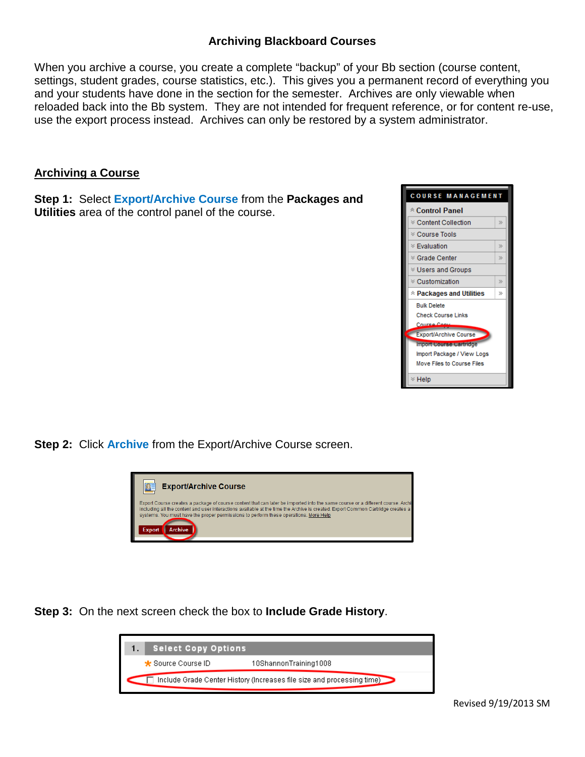# Archiving Blackboard Courses

When you archive a course, you create a complete "backup" of your Bb section (course content, settings, student grades, course statistics, etc.). This gives you a permanent record of everything you and your students have done in the section for the semester. Archives are only viewable when reloaded back into the Bb system. They are not intended for frequent reference, or for content re-use, use the export process instead. Archives can only be restored by a system administrator.

## Archiving a Course

**Step 1:** Select **Export/Archive Course** from the **Packages and Utilities** area of the control panel of the course.

**Step 2:** Click **Archive** from the Export/Archive Course screen.

**Step 3:** On the next screen check the box to **Include Grade History**.

Revised 9/19/2013 SM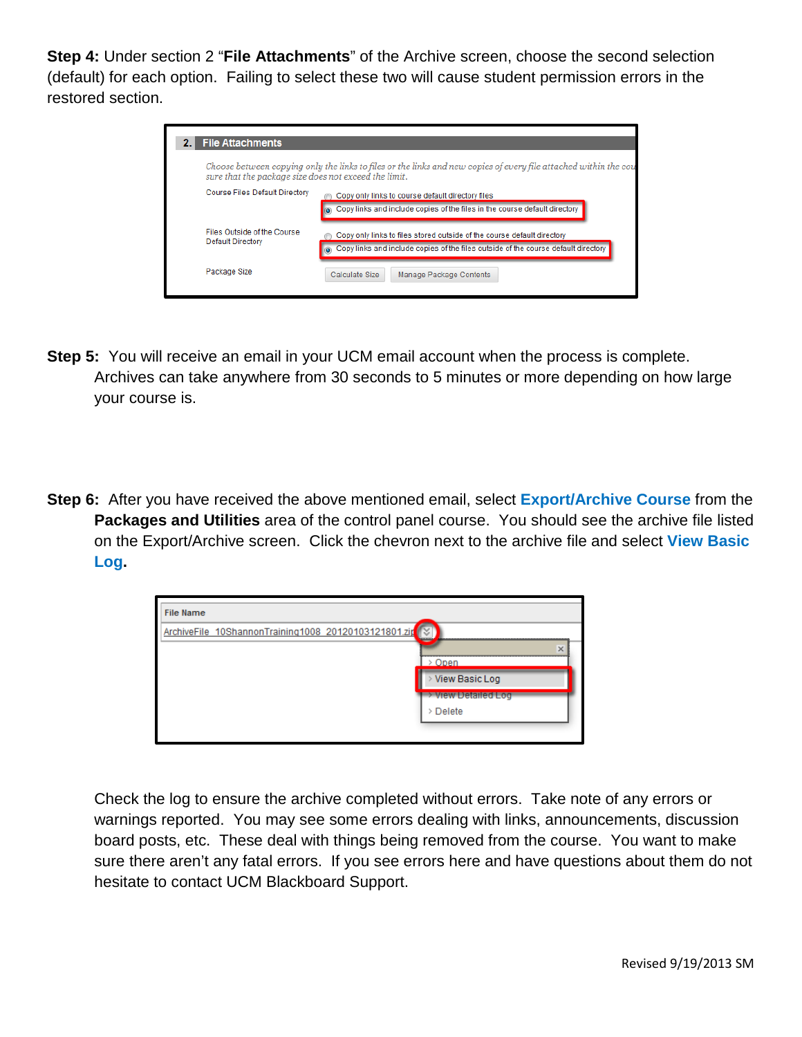**Step 4:** Under section 2 "**File Attachments**" of the Archive screen, choose the second selection (default) for each option. Failing to select these two will cause student permission errors in the restored section.

**Step 5:** You will receive an email in your UCM email account when the process is complete. Archives can take anywhere from 30 seconds to 5 minutes or more depending on how large your course is.

**Step 6:** After you have received the above mentioned email, select **Export/Archive Course** from the **Packages and Utilities** area of the control panel course. You should see the archive file listed on the Export/Archive screen. Click the chevron next to the archive file and select **View Basic Log**.

Check the log to ensure the archive completed without errors. Take note of any errors or warnings reported. You may see some errors dealing with links, announcements, discussion board posts, etc. These deal with things being removed from the course. You want to make sure there aren't any fatal errors. If you see errors here and have questions about them do not hesitate to contact UCM Blackboard Support.

Revised 9/19/2013 SM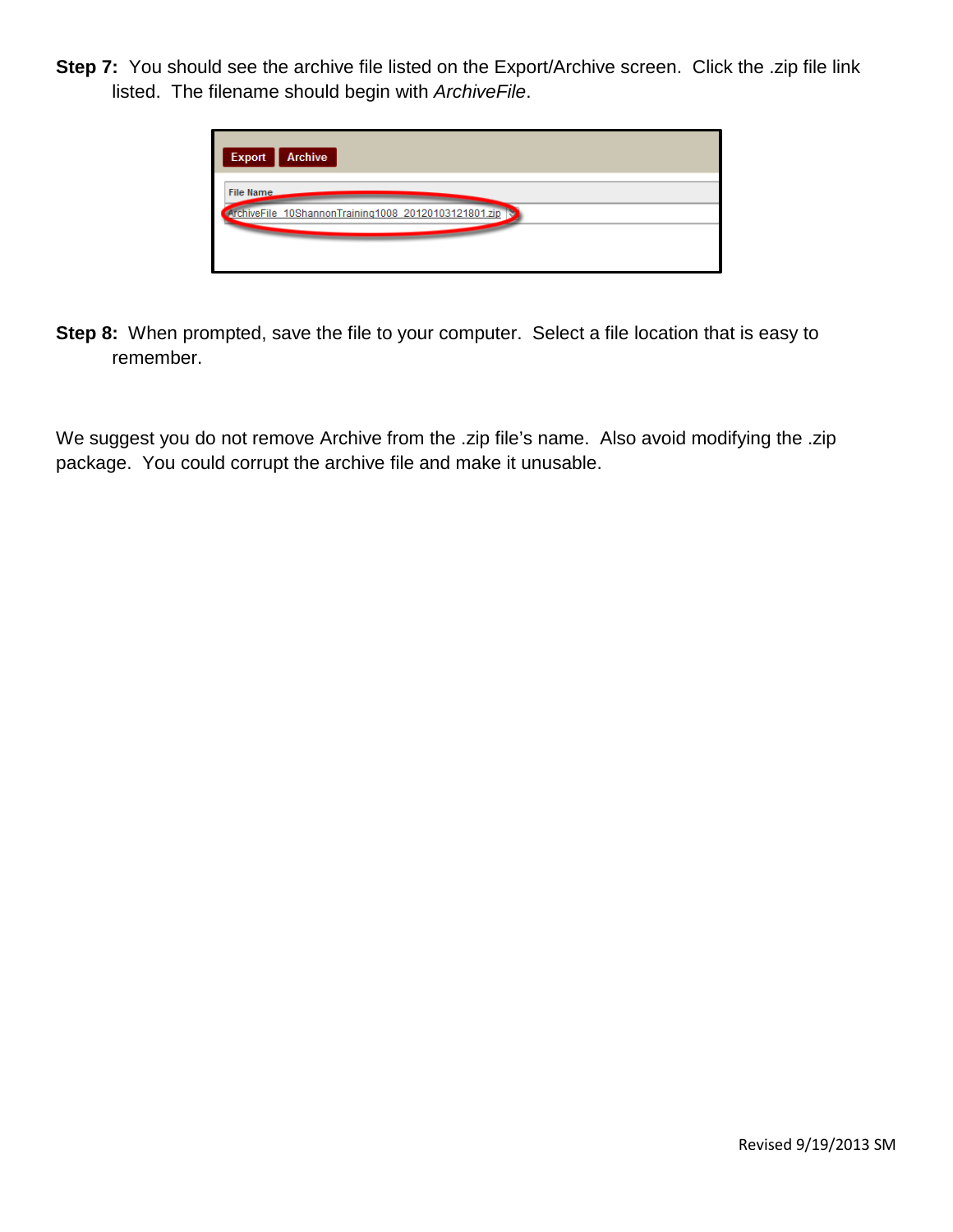**Step 7:** You should see the archive file listed on the Export/Archive screen. Click the .zip file link listed. The filename should begin with *ArchiveFile*.

**Step 8:** When prompted, save the file to your computer. Select a file location that is easy to remember.

We suggest you do not remove Archive from the .zip file's name. Also avoid modifying the .zip package. You could corrupt the archive file and make it unusable.